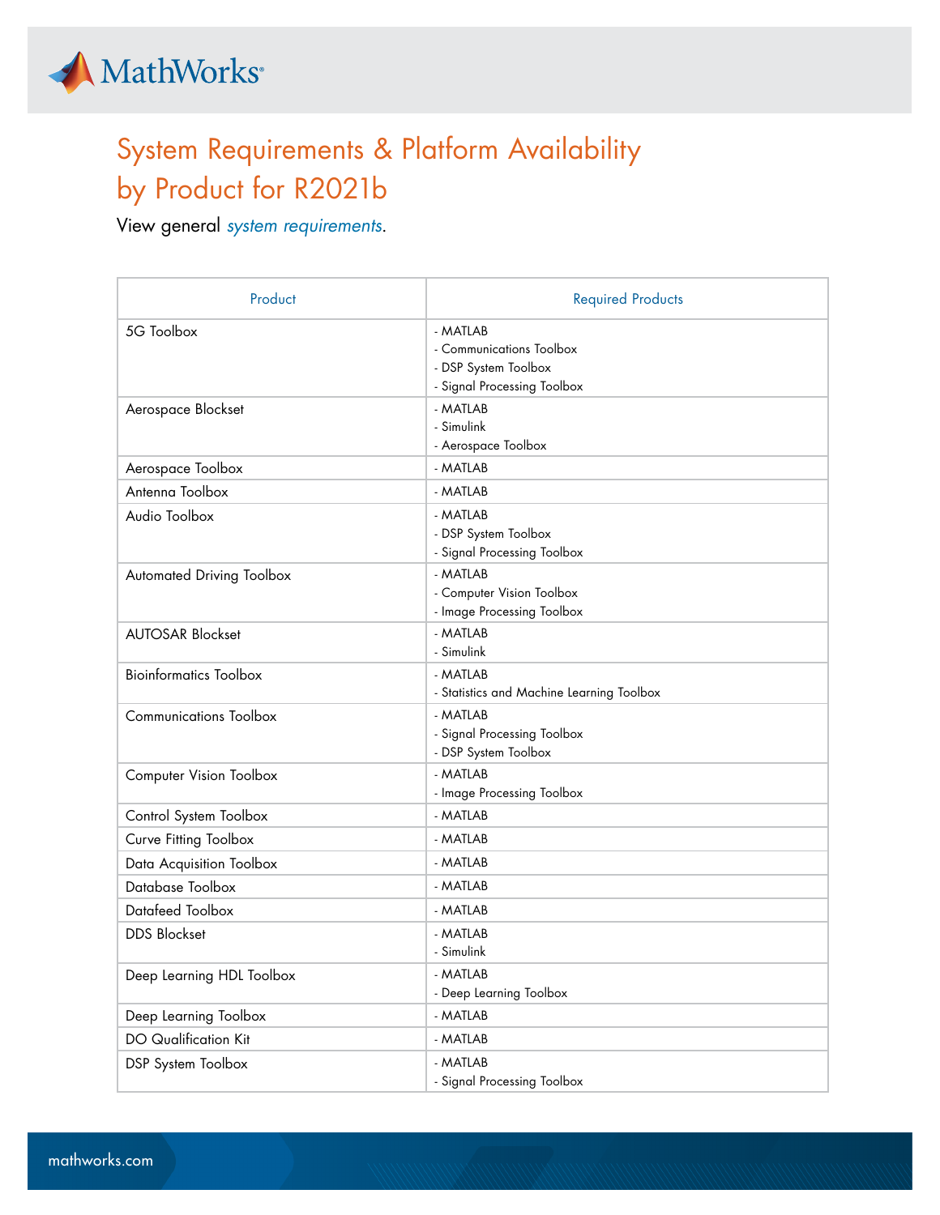# System Requirements & Platform Availability by Product for R2021b

View general *system requirements*.

| Product | Required Products |
|---|---|
| 5G Toolbox | - MATLAB<br>- Communications Toolbox<br>- DSP System Toolbox<br>- Signal Processing Toolbox |
| Aerospace Blockset | - MATLAB<br>- Simulink<br>- Aerospace Toolbox |
| Aerospace Toolbox | - MATLAB |
| Antenna Toolbox | - MATLAB |
| Audio Toolbox | - MATLAB<br>- DSP System Toolbox<br>- Signal Processing Toolbox |
| Automated Driving Toolbox | - MATLAB<br>- Computer Vision Toolbox<br>- Image Processing Toolbox |
| AUTOSAR Blockset | - MATLAB<br>- Simulink |
| Bioinformatics Toolbox | - MATLAB<br>- Statistics and Machine Learning Toolbox |
| Communications Toolbox | - MATLAB<br>- Signal Processing Toolbox<br>- DSP System Toolbox |
| Computer Vision Toolbox | - MATLAB<br>- Image Processing Toolbox |
| Control System Toolbox | - MATLAB |
| Curve Fitting Toolbox | - MATLAB |
| Data Acquisition Toolbox | - MATLAB |
| Database Toolbox | - MATLAB |
| Datafeed Toolbox | - MATLAB |
| DDS Blockset | - MATLAB<br>- Simulink |
| Deep Learning HDL Toolbox | - MATLAB<br>- Deep Learning Toolbox |
| Deep Learning Toolbox | - MATLAB |
| DO Qualification Kit | - MATLAB |
| DSP System Toolbox | - MATLAB<br>- Signal Processing Toolbox |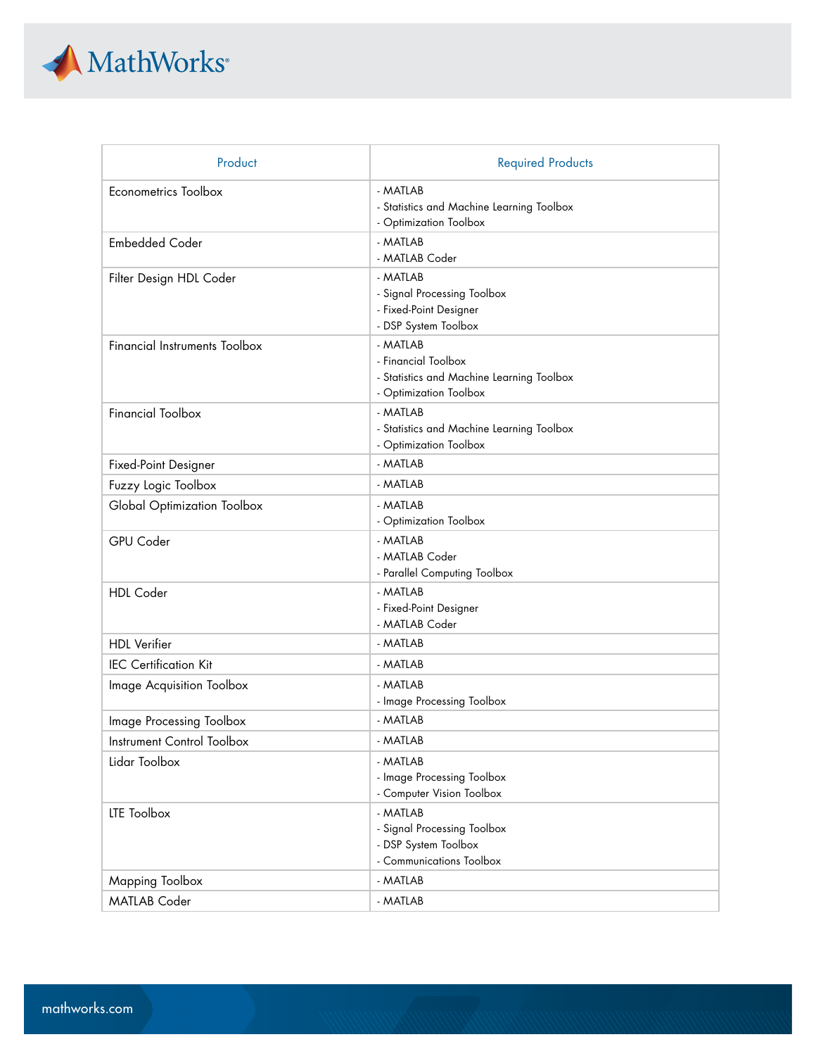| Product | Required Products |
|---|---|
| Econometrics Toolbox | - MATLAB<br>- Statistics and Machine Learning Toolbox<br>- Optimization Toolbox |
| Embedded Coder | - MATLAB<br>- MATLAB Coder |
| Filter Design HDL Coder | - MATLAB<br>- Signal Processing Toolbox<br>- Fixed-Point Designer<br>- DSP System Toolbox |
| Financial Instruments Toolbox | - MATLAB<br>- Financial Toolbox<br>- Statistics and Machine Learning Toolbox<br>- Optimization Toolbox |
| Financial Toolbox | - MATLAB<br>- Statistics and Machine Learning Toolbox<br>- Optimization Toolbox |
| Fixed-Point Designer | - MATLAB |
| Fuzzy Logic Toolbox | - MATLAB |
| Global Optimization Toolbox | - MATLAB<br>- Optimization Toolbox |
| GPU Coder | - MATLAB<br>- MATLAB Coder<br>- Parallel Computing Toolbox |
| HDL Coder | - MATLAB<br>- Fixed-Point Designer<br>- MATLAB Coder |
| HDL Verifier | - MATLAB |
| IEC Certification Kit | - MATLAB |
| Image Acquisition Toolbox | - MATLAB<br>- Image Processing Toolbox |
| Image Processing Toolbox | - MATLAB |
| Instrument Control Toolbox | - MATLAB |
| Lidar Toolbox | - MATLAB<br>- Image Processing Toolbox<br>- Computer Vision Toolbox |
| LTE Toolbox | - MATLAB<br>- Signal Processing Toolbox<br>- DSP System Toolbox<br>- Communications Toolbox |
| Mapping Toolbox | - MATLAB |
| MATLAB Coder | - MATLAB |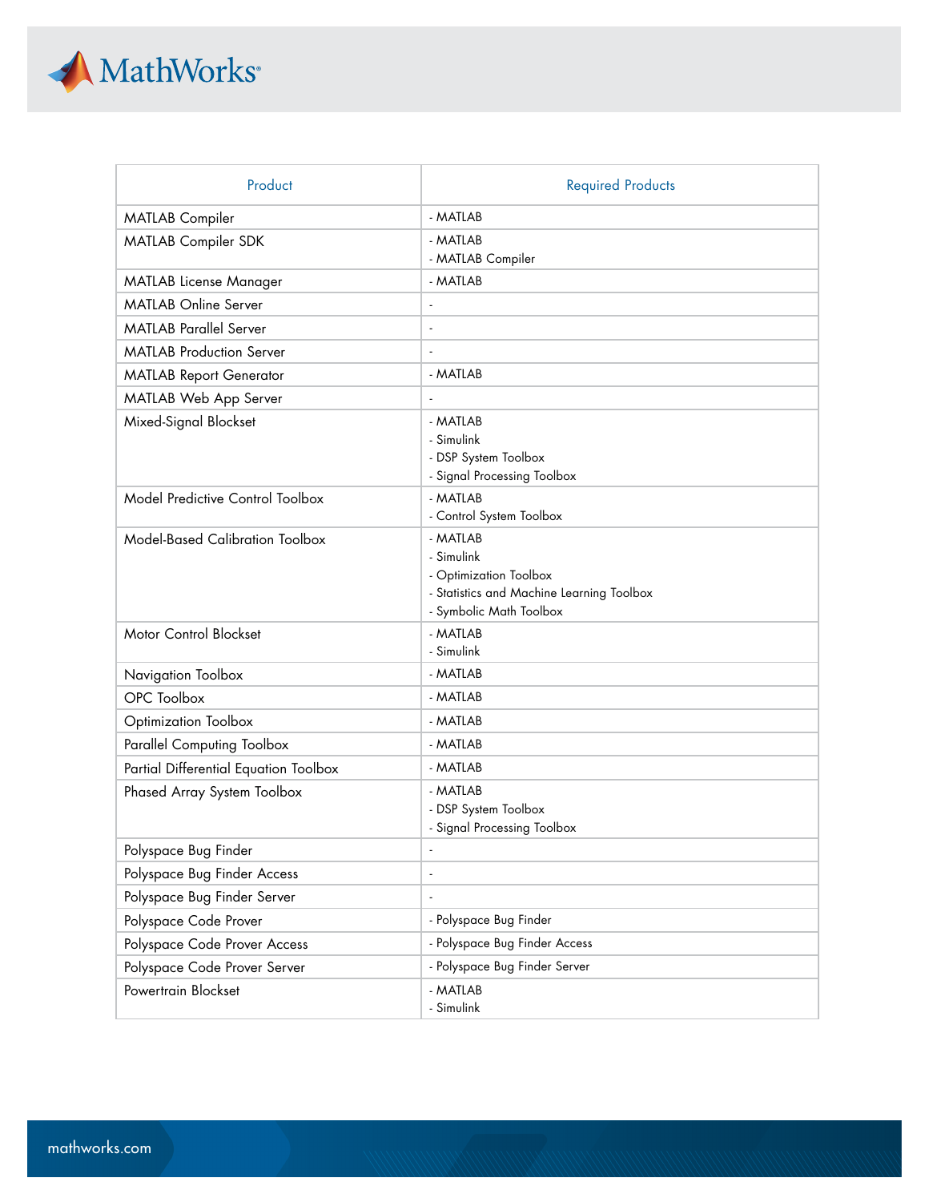| Product | Required Products |
|---|---|
| MATLAB Compiler | - MATLAB |
| MATLAB Compiler SDK | - MATLAB<br>- MATLAB Compiler |
| MATLAB License Manager | - MATLAB |
| MATLAB Online Server | - |
| MATLAB Parallel Server | - |
| MATLAB Production Server | - |
| MATLAB Report Generator | - MATLAB |
| MATLAB Web App Server | - |
| Mixed-Signal Blockset | - MATLAB<br>- Simulink<br>- DSP System Toolbox<br>- Signal Processing Toolbox |
| Model Predictive Control Toolbox | - MATLAB<br>- Control System Toolbox |
| Model-Based Calibration Toolbox | - MATLAB<br>- Simulink<br>- Optimization Toolbox<br>- Statistics and Machine Learning Toolbox<br>- Symbolic Math Toolbox |
| Motor Control Blockset | - MATLAB<br>- Simulink |
| Navigation Toolbox | - MATLAB |
| OPC Toolbox | - MATLAB |
| Optimization Toolbox | - MATLAB |
| Parallel Computing Toolbox | - MATLAB |
| Partial Differential Equation Toolbox | - MATLAB |
| Phased Array System Toolbox | - MATLAB<br>- DSP System Toolbox<br>- Signal Processing Toolbox |
| Polyspace Bug Finder | - |
| Polyspace Bug Finder Access | - |
| Polyspace Bug Finder Server | - |
| Polyspace Code Prover | - Polyspace Bug Finder |
| Polyspace Code Prover Access | - Polyspace Bug Finder Access |
| Polyspace Code Prover Server | - Polyspace Bug Finder Server |
| Powertrain Blockset | - MATLAB<br>- Simulink |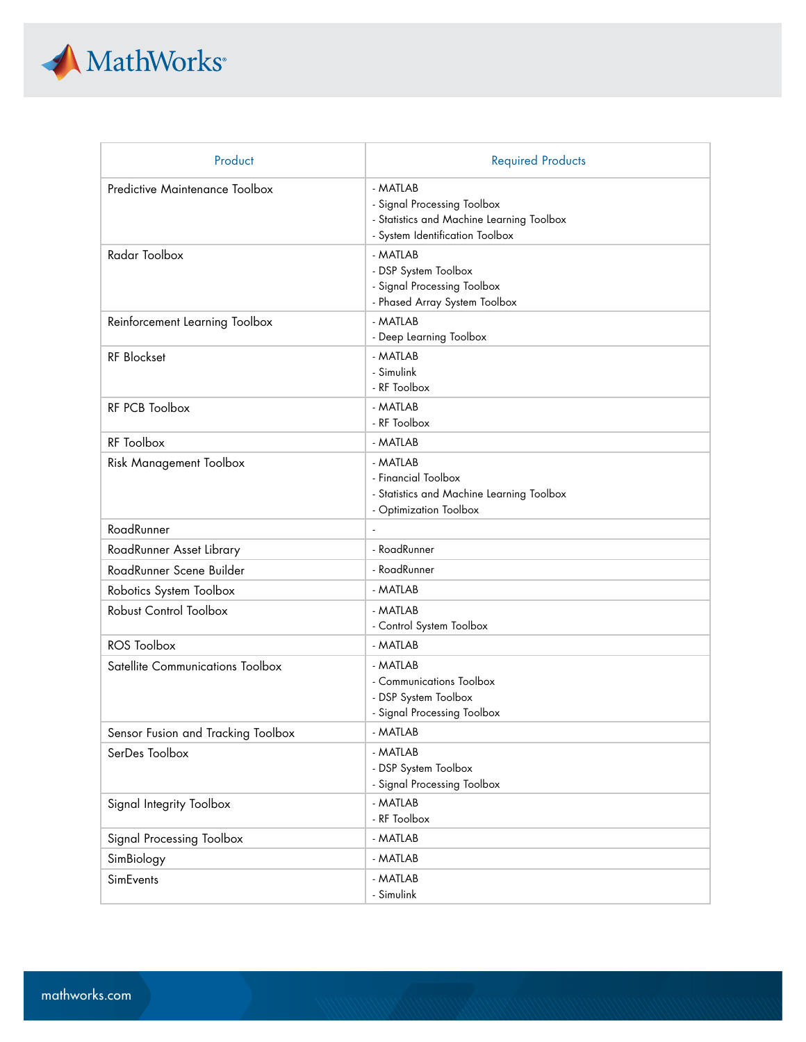| Product | Required Products |
| --- | --- |
| Predictive Maintenance Toolbox | - MATLAB<br>- Signal Processing Toolbox<br>- Statistics and Machine Learning Toolbox<br>- System Identification Toolbox |
| Radar Toolbox | - MATLAB<br>- DSP System Toolbox<br>- Signal Processing Toolbox<br>- Phased Array System Toolbox |
| Reinforcement Learning Toolbox | - MATLAB<br>- Deep Learning Toolbox |
| RF Blockset | - MATLAB<br>- Simulink<br>- RF Toolbox |
| RF PCB Toolbox | - MATLAB<br>- RF Toolbox |
| RF Toolbox | - MATLAB |
| Risk Management Toolbox | - MATLAB<br>- Financial Toolbox<br>- Statistics and Machine Learning Toolbox<br>- Optimization Toolbox |
| RoadRunner | - |
| RoadRunner Asset Library | - RoadRunner |
| RoadRunner Scene Builder | - RoadRunner |
| Robotics System Toolbox | - MATLAB |
| Robust Control Toolbox | - MATLAB<br>- Control System Toolbox |
| ROS Toolbox | - MATLAB |
| Satellite Communications Toolbox | - MATLAB<br>- Communications Toolbox<br>- DSP System Toolbox<br>- Signal Processing Toolbox |
| Sensor Fusion and Tracking Toolbox | - MATLAB |
| SerDes Toolbox | - MATLAB<br>- DSP System Toolbox<br>- Signal Processing Toolbox |
| Signal Integrity Toolbox | - MATLAB<br>- RF Toolbox |
| Signal Processing Toolbox | - MATLAB |
| SimBiology | - MATLAB |
| SimEvents | - MATLAB<br>- Simulink |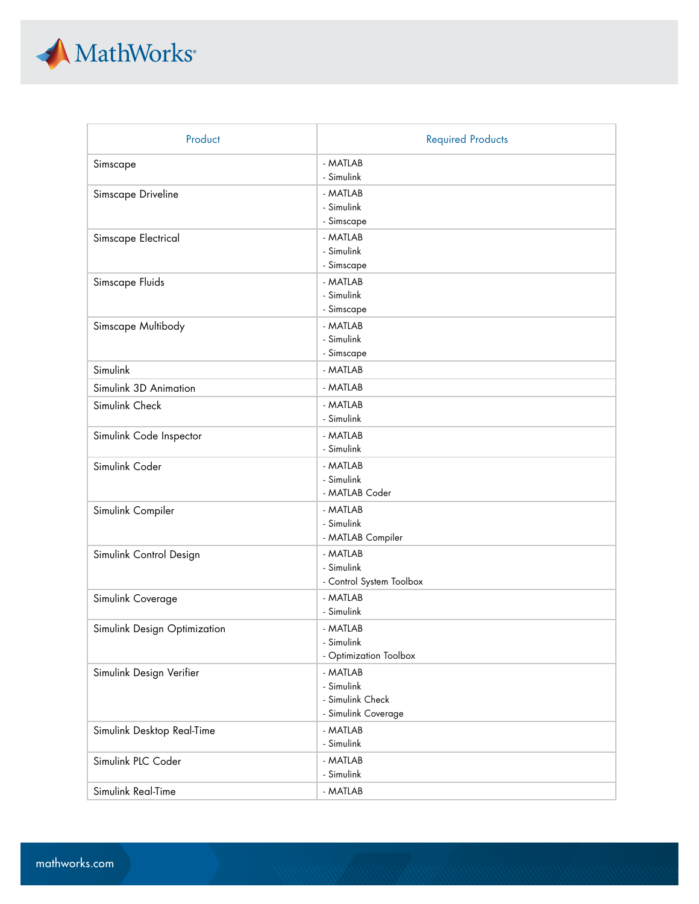| Product | Required Products |
| --- | --- |
| Simscape | - MATLAB<br>- Simulink |
| Simscape Driveline | - MATLAB<br>- Simulink<br>- Simscape |
| Simscape Electrical | - MATLAB<br>- Simulink<br>- Simscape |
| Simscape Fluids | - MATLAB<br>- Simulink<br>- Simscape |
| Simscape Multibody | - MATLAB<br>- Simulink<br>- Simscape |
| Simulink | - MATLAB |
| Simulink 3D Animation | - MATLAB |
| Simulink Check | - MATLAB<br>- Simulink |
| Simulink Code Inspector | - MATLAB<br>- Simulink |
| Simulink Coder | - MATLAB<br>- Simulink<br>- MATLAB Coder |
| Simulink Compiler | - MATLAB<br>- Simulink<br>- MATLAB Compiler |
| Simulink Control Design | - MATLAB<br>- Simulink<br>- Control System Toolbox |
| Simulink Coverage | - MATLAB<br>- Simulink |
| Simulink Design Optimization | - MATLAB<br>- Simulink<br>- Optimization Toolbox |
| Simulink Design Verifier | - MATLAB<br>- Simulink<br>- Simulink Check<br>- Simulink Coverage |
| Simulink Desktop Real-Time | - MATLAB<br>- Simulink |
| Simulink PLC Coder | - MATLAB<br>- Simulink |
| Simulink Real-Time | - MATLAB |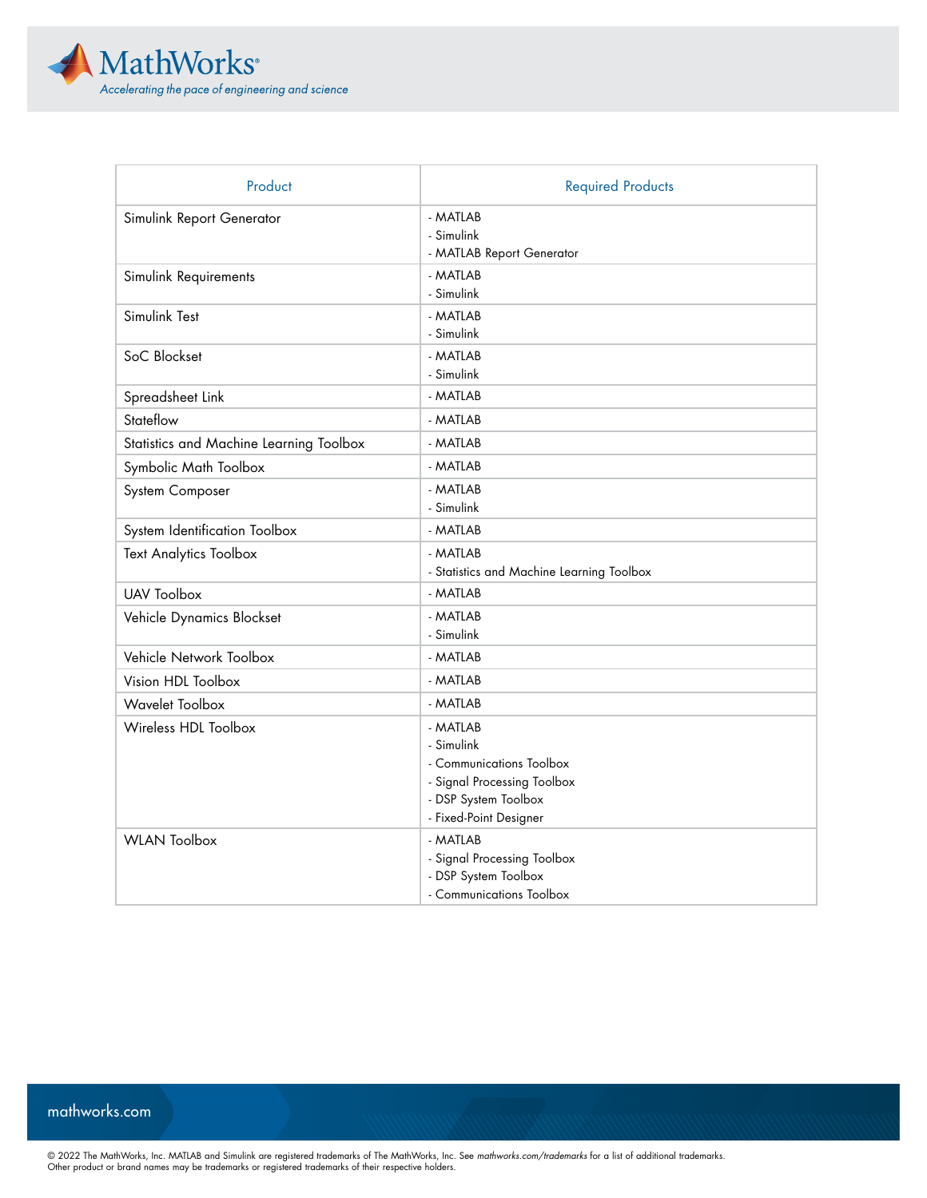| Product | Required Products |
| --- | --- |
| Simulink Report Generator | - MATLAB<br>- Simulink<br>- MATLAB Report Generator |
| Simulink Requirements | - MATLAB<br>- Simulink |
| Simulink Test | - MATLAB<br>- Simulink |
| SoC Blockset | - MATLAB<br>- Simulink |
| Spreadsheet Link | - MATLAB |
| Stateflow | - MATLAB |
| Statistics and Machine Learning Toolbox | - MATLAB |
| Symbolic Math Toolbox | - MATLAB |
| System Composer | - MATLAB<br>- Simulink |
| System Identification Toolbox | - MATLAB |
| Text Analytics Toolbox | - MATLAB<br>- Statistics and Machine Learning Toolbox |
| UAV Toolbox | - MATLAB |
| Vehicle Dynamics Blockset | - MATLAB<br>- Simulink |
| Vehicle Network Toolbox | - MATLAB |
| Vision HDL Toolbox | - MATLAB |
| Wavelet Toolbox | - MATLAB |
| Wireless HDL Toolbox | - MATLAB<br>- Simulink<br>- Communications Toolbox<br>- Signal Processing Toolbox<br>- DSP System Toolbox<br>- Fixed-Point Designer |
| WLAN Toolbox | - MATLAB<br>- Signal Processing Toolbox<br>- DSP System Toolbox<br>- Communications Toolbox |

mathworks.com

© 2022 The MathWorks, Inc. MATLAB and Simulink are registered trademarks of The MathWorks, Inc. See *mathworks.com/trademarks* for a list of additional trademarks. Other product or brand names may be trademarks or registered trademarks of their respective holders.